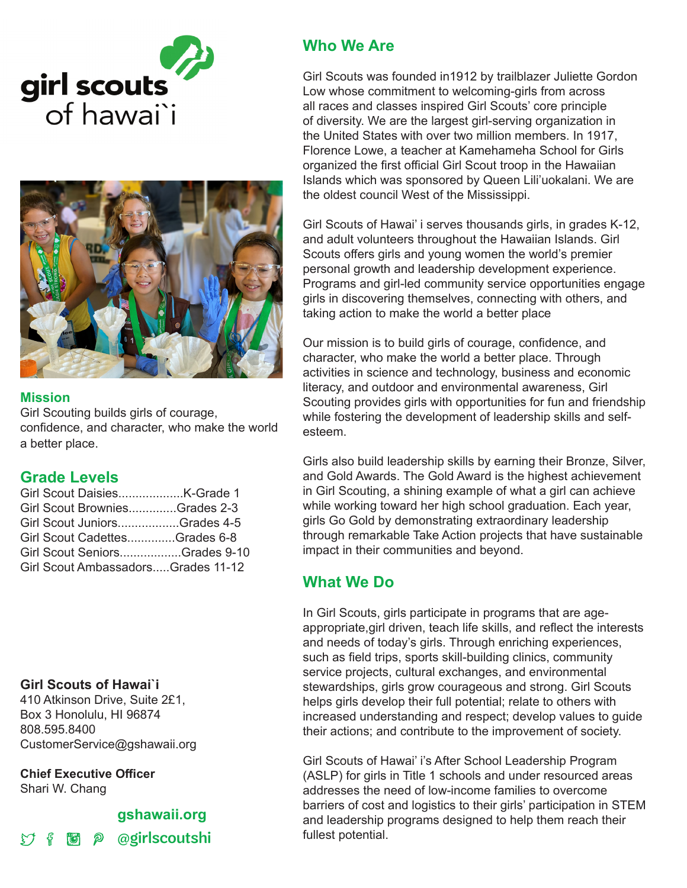# girl scouts of hawai`i

## Mission

Girl Scouting builds girls of courage, confidence, and character, who make the world a better place.

## Grade Levels

Girl Scout Daisies...................K-Grade 1
Girl Scout Brownies..............Grades 2-3
Girl Scout Juniors..................Grades 4-5
Girl Scout Cadettes..............Grades 6-8
Girl Scout Seniors..................Grades 9-10
Girl Scout Ambassadors.....Grades 11-12

**Girl Scouts of Hawai`i**
410 Atkinson Drive, Suite 2£1,
Box 3 Honolulu, HI 96874
808.595.8400
CustomerService@gshawaii.org

**Chief Executive Officer**
Shari W. Chang

**gshawaii.org**
**@girlscoutshi**

## Who We Are

Girl Scouts was founded in1912 by trailblazer Juliette Gordon Low whose commitment to welcoming-girls from across all races and classes inspired Girl Scouts' core principle of diversity. We are the largest girl-serving organization in the United States with over two million members. In 1917, Florence Lowe, a teacher at Kamehameha School for Girls organized the first official Girl Scout troop in the Hawaiian Islands which was sponsored by Queen Lili'uokalani. We are the oldest council West of the Mississippi.

Girl Scouts of Hawai' i serves thousands girls, in grades K-12, and adult volunteers throughout the Hawaiian Islands. Girl Scouts offers girls and young women the world's premier personal growth and leadership development experience. Programs and girl-led community service opportunities engage girls in discovering themselves, connecting with others, and taking action to make the world a better place

Our mission is to build girls of courage, confidence, and character, who make the world a better place. Through activities in science and technology, business and economic literacy, and outdoor and environmental awareness, Girl Scouting provides girls with opportunities for fun and friendship while fostering the development of leadership skills and self-esteem.

Girls also build leadership skills by earning their Bronze, Silver, and Gold Awards. The Gold Award is the highest achievement in Girl Scouting, a shining example of what a girl can achieve while working toward her high school graduation. Each year, girls Go Gold by demonstrating extraordinary leadership through remarkable Take Action projects that have sustainable impact in their communities and beyond.

## What We Do

In Girl Scouts, girls participate in programs that are age-appropriate,girl driven, teach life skills, and reflect the interests and needs of today's girls. Through enriching experiences, such as field trips, sports skill-building clinics, community service projects, cultural exchanges, and environmental stewardships, girls grow courageous and strong. Girl Scouts helps girls develop their full potential; relate to others with increased understanding and respect; develop values to guide their actions; and contribute to the improvement of society.

Girl Scouts of Hawai' i's After School Leadership Program (ASLP) for girls in Title 1 schools and under resourced areas addresses the need of low-income families to overcome barriers of cost and logistics to their girls' participation in STEM and leadership programs designed to help them reach their fullest potential.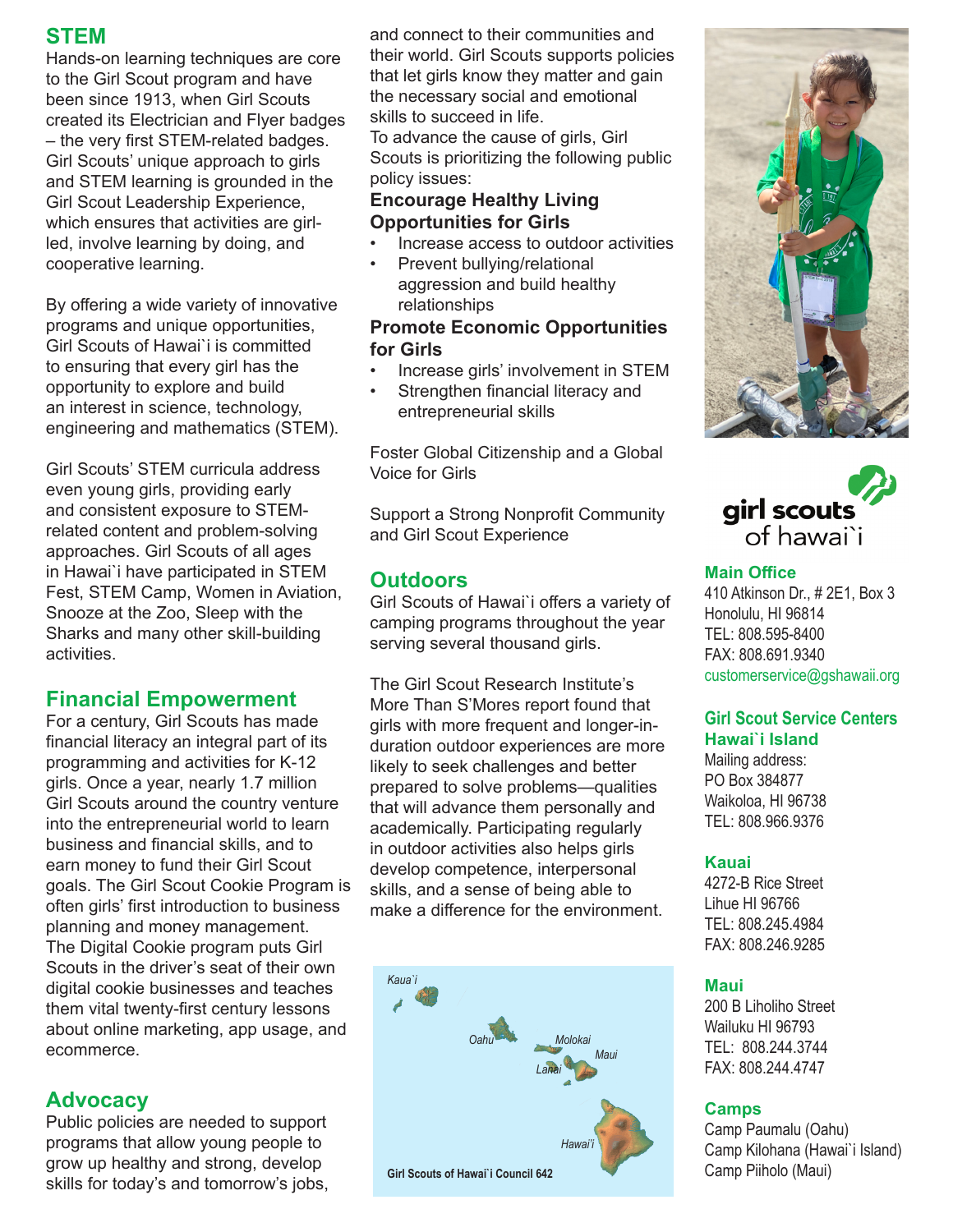## STEM

Hands-on learning techniques are core to the Girl Scout program and have been since 1913, when Girl Scouts created its Electrician and Flyer badges – the very first STEM-related badges. Girl Scouts' unique approach to girls and STEM learning is grounded in the Girl Scout Leadership Experience, which ensures that activities are girl-led, involve learning by doing, and cooperative learning.

By offering a wide variety of innovative programs and unique opportunities, Girl Scouts of Hawai`i is committed to ensuring that every girl has the opportunity to explore and build an interest in science, technology, engineering and mathematics (STEM).

Girl Scouts' STEM curricula address even young girls, providing early and consistent exposure to STEM-related content and problem-solving approaches. Girl Scouts of all ages in Hawai`i have participated in STEM Fest, STEM Camp, Women in Aviation, Snooze at the Zoo, Sleep with the Sharks and many other skill-building activities.

## Financial Empowerment

For a century, Girl Scouts has made financial literacy an integral part of its programming and activities for K-12 girls. Once a year, nearly 1.7 million Girl Scouts around the country venture into the entrepreneurial world to learn business and financial skills, and to earn money to fund their Girl Scout goals. The Girl Scout Cookie Program is often girls' first introduction to business planning and money management. The Digital Cookie program puts Girl Scouts in the driver's seat of their own digital cookie businesses and teaches them vital twenty-first century lessons about online marketing, app usage, and ecommerce.

## Advocacy

Public policies are needed to support programs that allow young people to grow up healthy and strong, develop skills for today's and tomorrow's jobs, and connect to their communities and their world. Girl Scouts supports policies that let girls know they matter and gain the necessary social and emotional skills to succeed in life.
To advance the cause of girls, Girl Scouts is prioritizing the following public policy issues:

**Encourage Healthy Living Opportunities for Girls**

- Increase access to outdoor activities
- Prevent bullying/relational aggression and build healthy relationships

**Promote Economic Opportunities for Girls**

- Increase girls' involvement in STEM
- Strengthen financial literacy and entrepreneurial skills

Foster Global Citizenship and a Global Voice for Girls

Support a Strong Nonprofit Community and Girl Scout Experience

## Outdoors

Girl Scouts of Hawai`i offers a variety of camping programs throughout the year serving several thousand girls.

The Girl Scout Research Institute's More Than S'Mores report found that girls with more frequent and longer-in-duration outdoor experiences are more likely to seek challenges and better prepared to solve problems—qualities that will advance them personally and academically. Participating regularly in outdoor activities also helps girls develop competence, interpersonal skills, and a sense of being able to make a difference for the environment.

Kaua`i
Oahu
Molokai
Maui
Lanai
Hawai'i
Girl Scouts of Hawai`i Council 642

girl scouts of hawai`i

### Main Office

410 Atkinson Dr., # 2E1, Box 3
Honolulu, HI 96814
TEL: 808.595-8400
FAX: 808.691.9340
customerservice@gshawaii.org

### Girl Scout Service Centers

**Hawai`i Island**
Mailing address:
PO Box 384877
Waikoloa, HI 96738
TEL: 808.966.9376

**Kauai**
4272-B Rice Street
Lihue HI 96766
TEL: 808.245.4984
FAX: 808.246.9285

**Maui**
200 B Liholiho Street
Wailuku HI 96793
TEL: 808.244.3744
FAX: 808.244.4747

### Camps

Camp Paumalu (Oahu)
Camp Kilohana (Hawai`i Island)
Camp Piiholo (Maui)